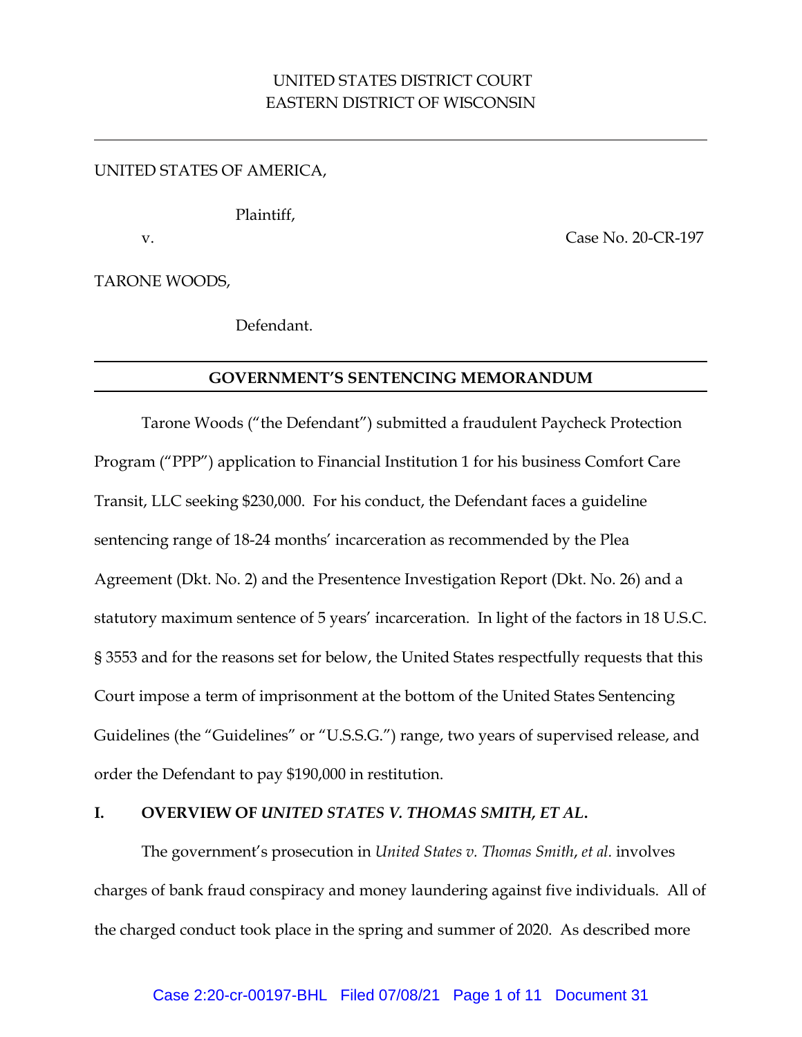UNITED STATES DISTRICT COURT
EASTERN DISTRICT OF WISCONSIN

---

UNITED STATES OF AMERICA,

Plaintiff,

v. Case No. 20-CR-197

TARONE WOODS,

Defendant.

---

**GOVERNMENT'S SENTENCING MEMORANDUM**

---

Tarone Woods ("the Defendant") submitted a fraudulent Paycheck Protection Program ("PPP") application to Financial Institution 1 for his business Comfort Care Transit, LLC seeking $230,000. For his conduct, the Defendant faces a guideline sentencing range of 18-24 months' incarceration as recommended by the Plea Agreement (Dkt. No. 2) and the Presentence Investigation Report (Dkt. No. 26) and a statutory maximum sentence of 5 years' incarceration. In light of the factors in 18 U.S.C. § 3553 and for the reasons set for below, the United States respectfully requests that this Court impose a term of imprisonment at the bottom of the United States Sentencing Guidelines (the "Guidelines" or "U.S.S.G.") range, two years of supervised release, and order the Defendant to pay $190,000 in restitution.

## I. OVERVIEW OF *UNITED STATES V. THOMAS SMITH, ET AL.*

The government's prosecution in *United States v. Thomas Smith*, *et al.* involves charges of bank fraud conspiracy and money laundering against five individuals. All of the charged conduct took place in the spring and summer of 2020. As described more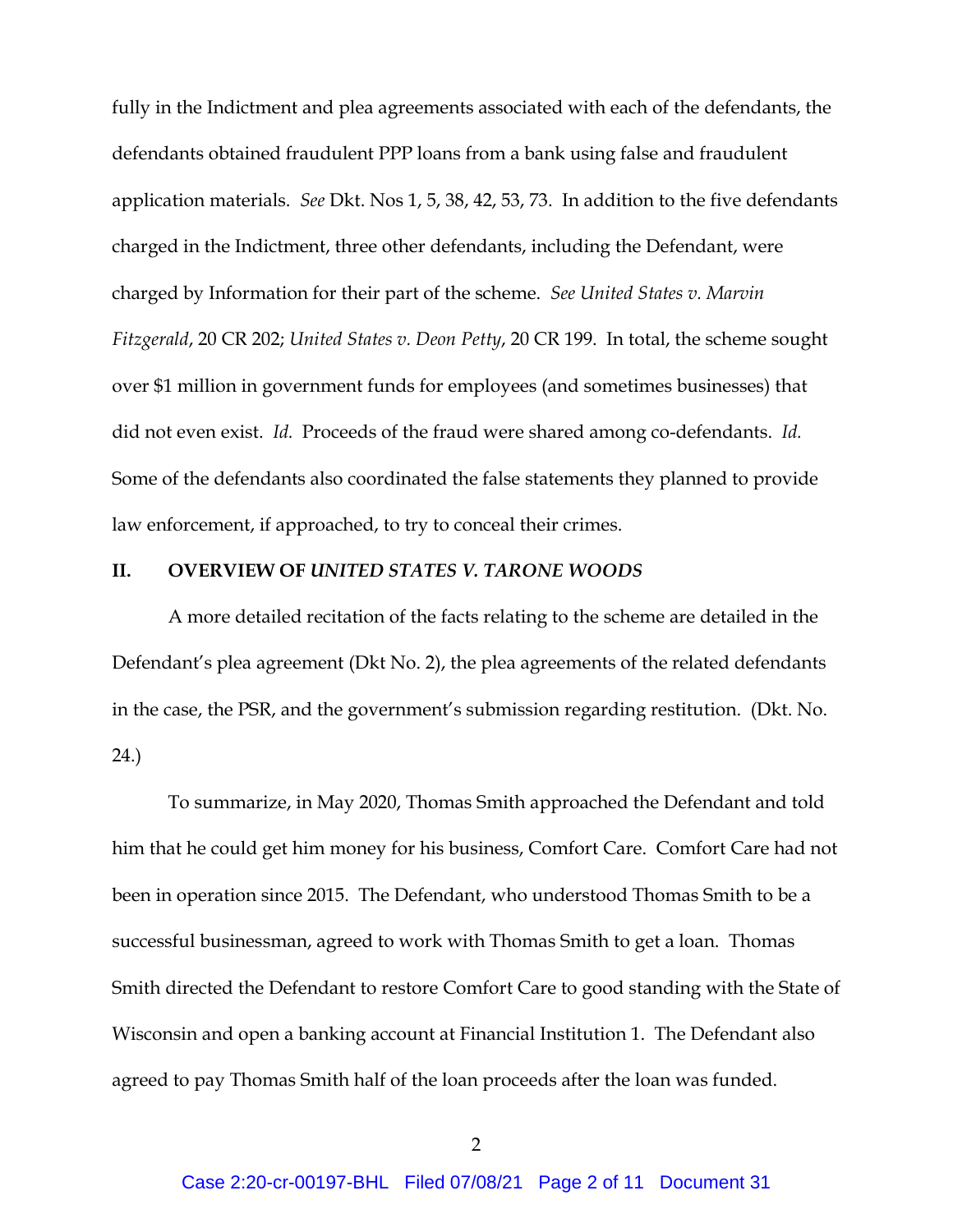fully in the Indictment and plea agreements associated with each of the defendants, the defendants obtained fraudulent PPP loans from a bank using false and fraudulent application materials. *See* Dkt. Nos 1, 5, 38, 42, 53, 73. In addition to the five defendants charged in the Indictment, three other defendants, including the Defendant, were charged by Information for their part of the scheme. *See United States v. Marvin Fitzgerald*, 20 CR 202; *United States v. Deon Petty*, 20 CR 199. In total, the scheme sought over $1 million in government funds for employees (and sometimes businesses) that did not even exist. *Id.* Proceeds of the fraud were shared among co-defendants. *Id.* Some of the defendants also coordinated the false statements they planned to provide law enforcement, if approached, to try to conceal their crimes.

## II. OVERVIEW OF *UNITED STATES V. TARONE WOODS*

A more detailed recitation of the facts relating to the scheme are detailed in the Defendant's plea agreement (Dkt No. 2), the plea agreements of the related defendants in the case, the PSR, and the government's submission regarding restitution. (Dkt. No. 24.)

To summarize, in May 2020, Thomas Smith approached the Defendant and told him that he could get him money for his business, Comfort Care. Comfort Care had not been in operation since 2015. The Defendant, who understood Thomas Smith to be a successful businessman, agreed to work with Thomas Smith to get a loan. Thomas Smith directed the Defendant to restore Comfort Care to good standing with the State of Wisconsin and open a banking account at Financial Institution 1. The Defendant also agreed to pay Thomas Smith half of the loan proceeds after the loan was funded.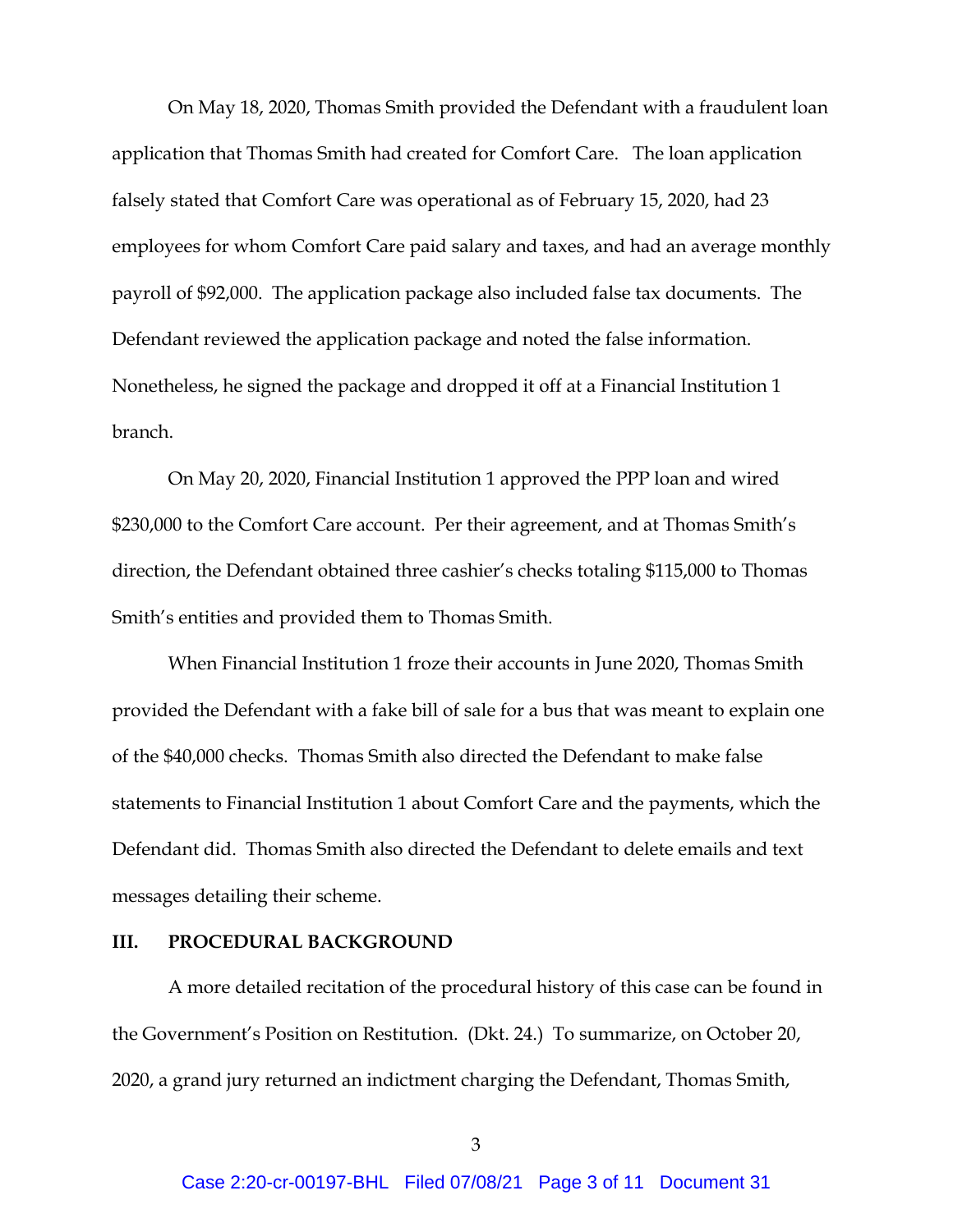On May 18, 2020, Thomas Smith provided the Defendant with a fraudulent loan application that Thomas Smith had created for Comfort Care. The loan application falsely stated that Comfort Care was operational as of February 15, 2020, had 23 employees for whom Comfort Care paid salary and taxes, and had an average monthly payroll of $92,000. The application package also included false tax documents. The Defendant reviewed the application package and noted the false information. Nonetheless, he signed the package and dropped it off at a Financial Institution 1 branch.

On May 20, 2020, Financial Institution 1 approved the PPP loan and wired $230,000 to the Comfort Care account. Per their agreement, and at Thomas Smith's direction, the Defendant obtained three cashier's checks totaling $115,000 to Thomas Smith's entities and provided them to Thomas Smith.

When Financial Institution 1 froze their accounts in June 2020, Thomas Smith provided the Defendant with a fake bill of sale for a bus that was meant to explain one of the $40,000 checks. Thomas Smith also directed the Defendant to make false statements to Financial Institution 1 about Comfort Care and the payments, which the Defendant did. Thomas Smith also directed the Defendant to delete emails and text messages detailing their scheme.

## III. PROCEDURAL BACKGROUND

A more detailed recitation of the procedural history of this case can be found in the Government's Position on Restitution. (Dkt. 24.) To summarize, on October 20, 2020, a grand jury returned an indictment charging the Defendant, Thomas Smith,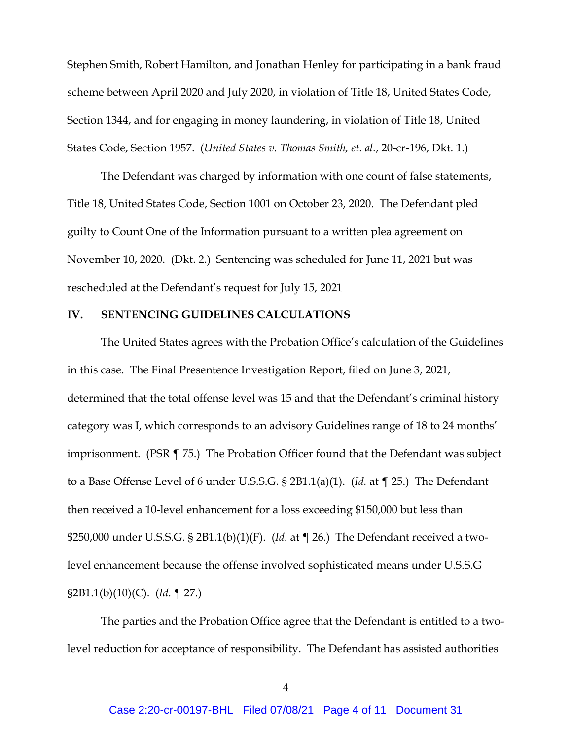Stephen Smith, Robert Hamilton, and Jonathan Henley for participating in a bank fraud scheme between April 2020 and July 2020, in violation of Title 18, United States Code, Section 1344, and for engaging in money laundering, in violation of Title 18, United States Code, Section 1957. (*United States v. Thomas Smith, et. al.*, 20-cr-196, Dkt. 1.)

The Defendant was charged by information with one count of false statements, Title 18, United States Code, Section 1001 on October 23, 2020. The Defendant pled guilty to Count One of the Information pursuant to a written plea agreement on November 10, 2020. (Dkt. 2.) Sentencing was scheduled for June 11, 2021 but was rescheduled at the Defendant's request for July 15, 2021

## IV. SENTENCING GUIDELINES CALCULATIONS

The United States agrees with the Probation Office's calculation of the Guidelines in this case. The Final Presentence Investigation Report, filed on June 3, 2021, determined that the total offense level was 15 and that the Defendant's criminal history category was I, which corresponds to an advisory Guidelines range of 18 to 24 months' imprisonment. (PSR ¶ 75.) The Probation Officer found that the Defendant was subject to a Base Offense Level of 6 under U.S.S.G. § 2B1.1(a)(1). (*Id.* at ¶ 25.) The Defendant then received a 10-level enhancement for a loss exceeding $150,000 but less than $250,000 under U.S.S.G. § 2B1.1(b)(1)(F). (*Id.* at ¶ 26.) The Defendant received a two-level enhancement because the offense involved sophisticated means under U.S.S.G §2B1.1(b)(10)(C). (*Id.* ¶ 27.)

The parties and the Probation Office agree that the Defendant is entitled to a two-level reduction for acceptance of responsibility. The Defendant has assisted authorities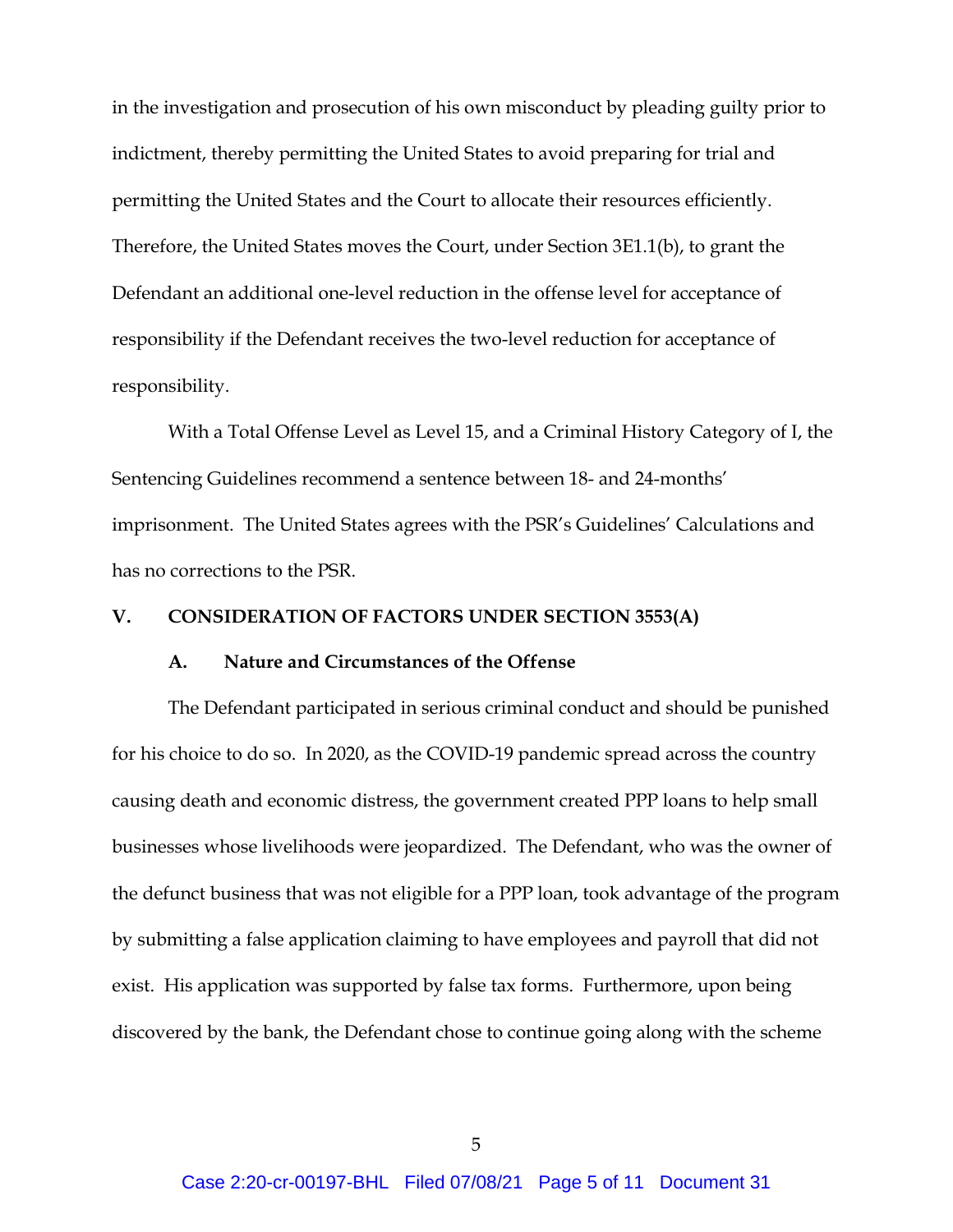in the investigation and prosecution of his own misconduct by pleading guilty prior to indictment, thereby permitting the United States to avoid preparing for trial and permitting the United States and the Court to allocate their resources efficiently. Therefore, the United States moves the Court, under Section 3E1.1(b), to grant the Defendant an additional one-level reduction in the offense level for acceptance of responsibility if the Defendant receives the two-level reduction for acceptance of responsibility.

With a Total Offense Level as Level 15, and a Criminal History Category of I, the Sentencing Guidelines recommend a sentence between 18- and 24-months' imprisonment. The United States agrees with the PSR's Guidelines' Calculations and has no corrections to the PSR.

## V. CONSIDERATION OF FACTORS UNDER SECTION 3553(A)

### A. Nature and Circumstances of the Offense

The Defendant participated in serious criminal conduct and should be punished for his choice to do so. In 2020, as the COVID-19 pandemic spread across the country causing death and economic distress, the government created PPP loans to help small businesses whose livelihoods were jeopardized. The Defendant, who was the owner of the defunct business that was not eligible for a PPP loan, took advantage of the program by submitting a false application claiming to have employees and payroll that did not exist. His application was supported by false tax forms. Furthermore, upon being discovered by the bank, the Defendant chose to continue going along with the scheme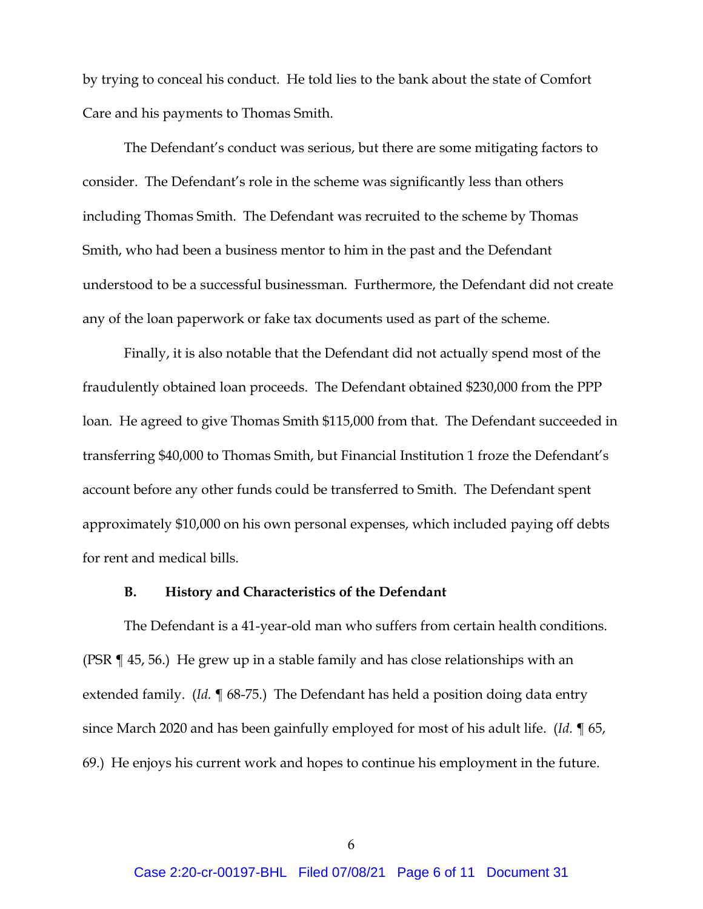by trying to conceal his conduct. He told lies to the bank about the state of Comfort Care and his payments to Thomas Smith.

The Defendant's conduct was serious, but there are some mitigating factors to consider. The Defendant's role in the scheme was significantly less than others including Thomas Smith. The Defendant was recruited to the scheme by Thomas Smith, who had been a business mentor to him in the past and the Defendant understood to be a successful businessman. Furthermore, the Defendant did not create any of the loan paperwork or fake tax documents used as part of the scheme.

Finally, it is also notable that the Defendant did not actually spend most of the fraudulently obtained loan proceeds. The Defendant obtained $230,000 from the PPP loan. He agreed to give Thomas Smith $115,000 from that. The Defendant succeeded in transferring $40,000 to Thomas Smith, but Financial Institution 1 froze the Defendant's account before any other funds could be transferred to Smith. The Defendant spent approximately $10,000 on his own personal expenses, which included paying off debts for rent and medical bills.

### B. History and Characteristics of the Defendant

The Defendant is a 41-year-old man who suffers from certain health conditions. (PSR ¶ 45, 56.) He grew up in a stable family and has close relationships with an extended family. (*Id.* ¶ 68-75.) The Defendant has held a position doing data entry since March 2020 and has been gainfully employed for most of his adult life. (*Id.* ¶ 65, 69.) He enjoys his current work and hopes to continue his employment in the future.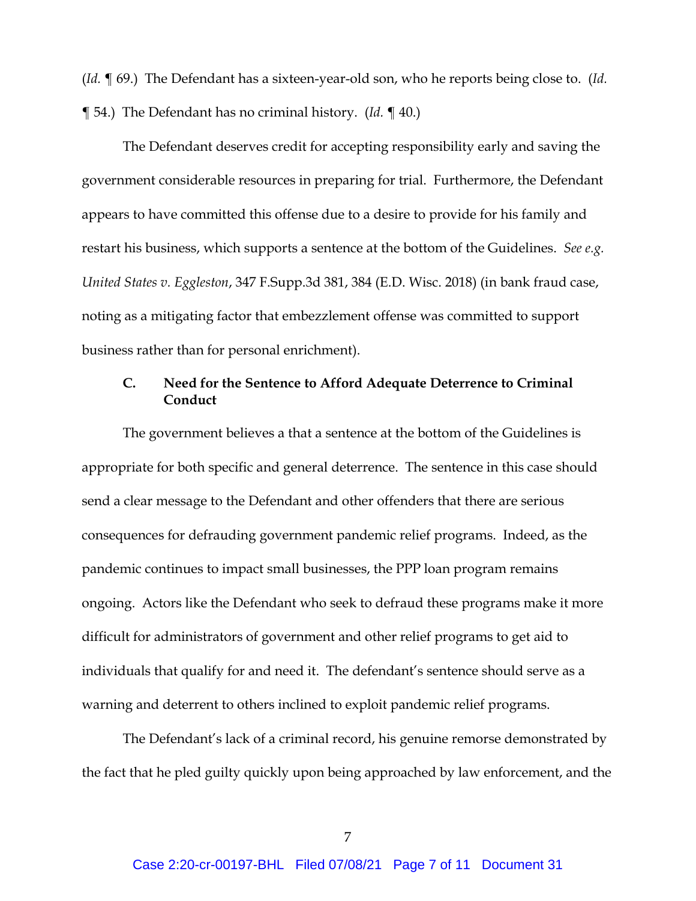(*Id.* ¶ 69.) The Defendant has a sixteen-year-old son, who he reports being close to. (*Id.* ¶ 54.) The Defendant has no criminal history. (*Id.* ¶ 40.)

The Defendant deserves credit for accepting responsibility early and saving the government considerable resources in preparing for trial. Furthermore, the Defendant appears to have committed this offense due to a desire to provide for his family and restart his business, which supports a sentence at the bottom of the Guidelines. *See e.g. United States v. Eggleston*, 347 F.Supp.3d 381, 384 (E.D. Wisc. 2018) (in bank fraud case, noting as a mitigating factor that embezzlement offense was committed to support business rather than for personal enrichment).

### C. Need for the Sentence to Afford Adequate Deterrence to Criminal Conduct

The government believes a that a sentence at the bottom of the Guidelines is appropriate for both specific and general deterrence. The sentence in this case should send a clear message to the Defendant and other offenders that there are serious consequences for defrauding government pandemic relief programs. Indeed, as the pandemic continues to impact small businesses, the PPP loan program remains ongoing. Actors like the Defendant who seek to defraud these programs make it more difficult for administrators of government and other relief programs to get aid to individuals that qualify for and need it. The defendant's sentence should serve as a warning and deterrent to others inclined to exploit pandemic relief programs.

The Defendant's lack of a criminal record, his genuine remorse demonstrated by the fact that he pled guilty quickly upon being approached by law enforcement, and the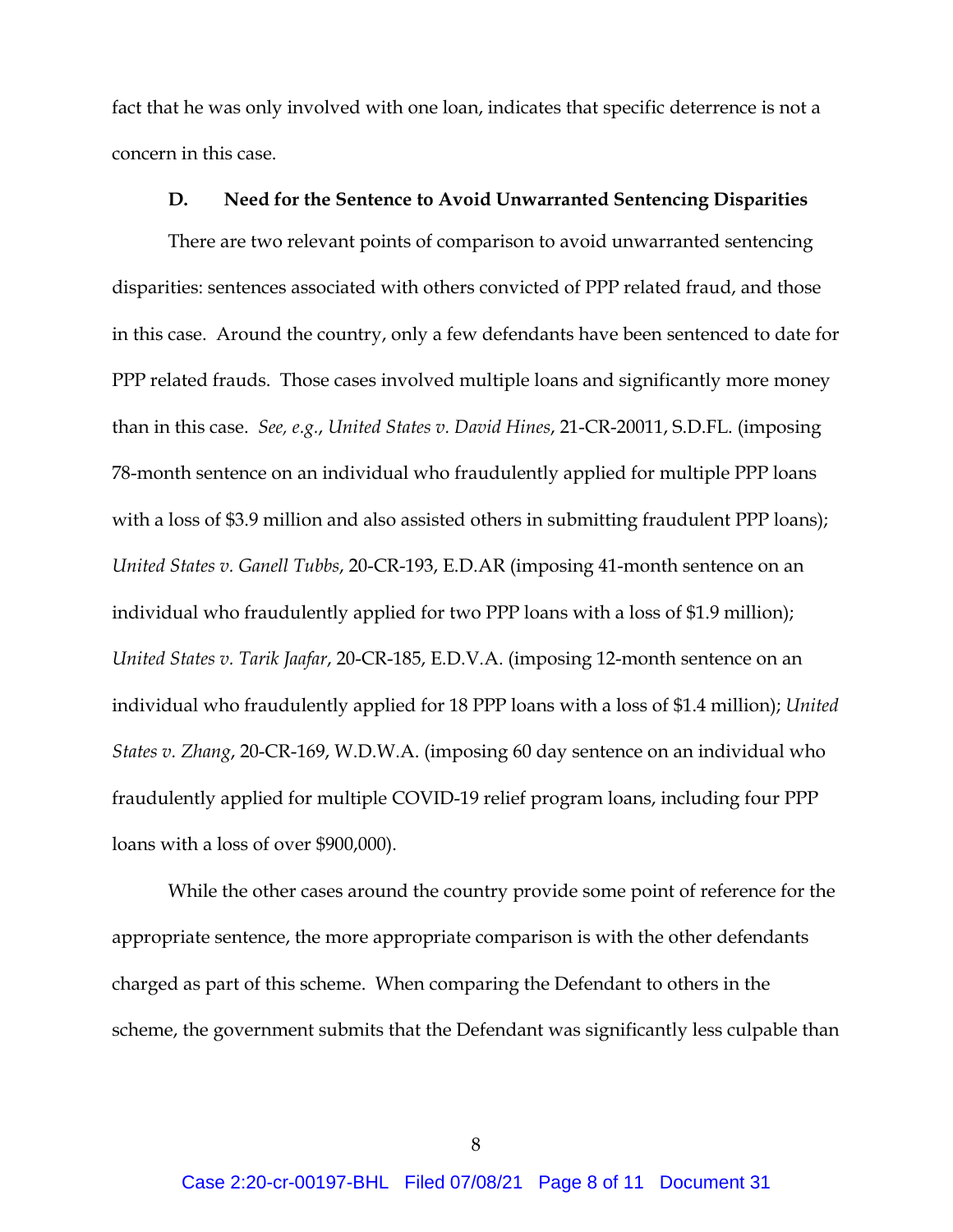fact that he was only involved with one loan, indicates that specific deterrence is not a concern in this case.

### D. Need for the Sentence to Avoid Unwarranted Sentencing Disparities

There are two relevant points of comparison to avoid unwarranted sentencing disparities: sentences associated with others convicted of PPP related fraud, and those in this case. Around the country, only a few defendants have been sentenced to date for PPP related frauds. Those cases involved multiple loans and significantly more money than in this case. *See, e.g.*, *United States v. David Hines*, 21-CR-20011, S.D.FL. (imposing 78-month sentence on an individual who fraudulently applied for multiple PPP loans with a loss of $3.9 million and also assisted others in submitting fraudulent PPP loans); *United States v. Ganell Tubbs*, 20-CR-193, E.D.AR (imposing 41-month sentence on an individual who fraudulently applied for two PPP loans with a loss of $1.9 million); *United States v. Tarik Jaafar*, 20-CR-185, E.D.V.A. (imposing 12-month sentence on an individual who fraudulently applied for 18 PPP loans with a loss of $1.4 million); *United States v. Zhang*, 20-CR-169, W.D.W.A. (imposing 60 day sentence on an individual who fraudulently applied for multiple COVID-19 relief program loans, including four PPP loans with a loss of over $900,000).

While the other cases around the country provide some point of reference for the appropriate sentence, the more appropriate comparison is with the other defendants charged as part of this scheme. When comparing the Defendant to others in the scheme, the government submits that the Defendant was significantly less culpable than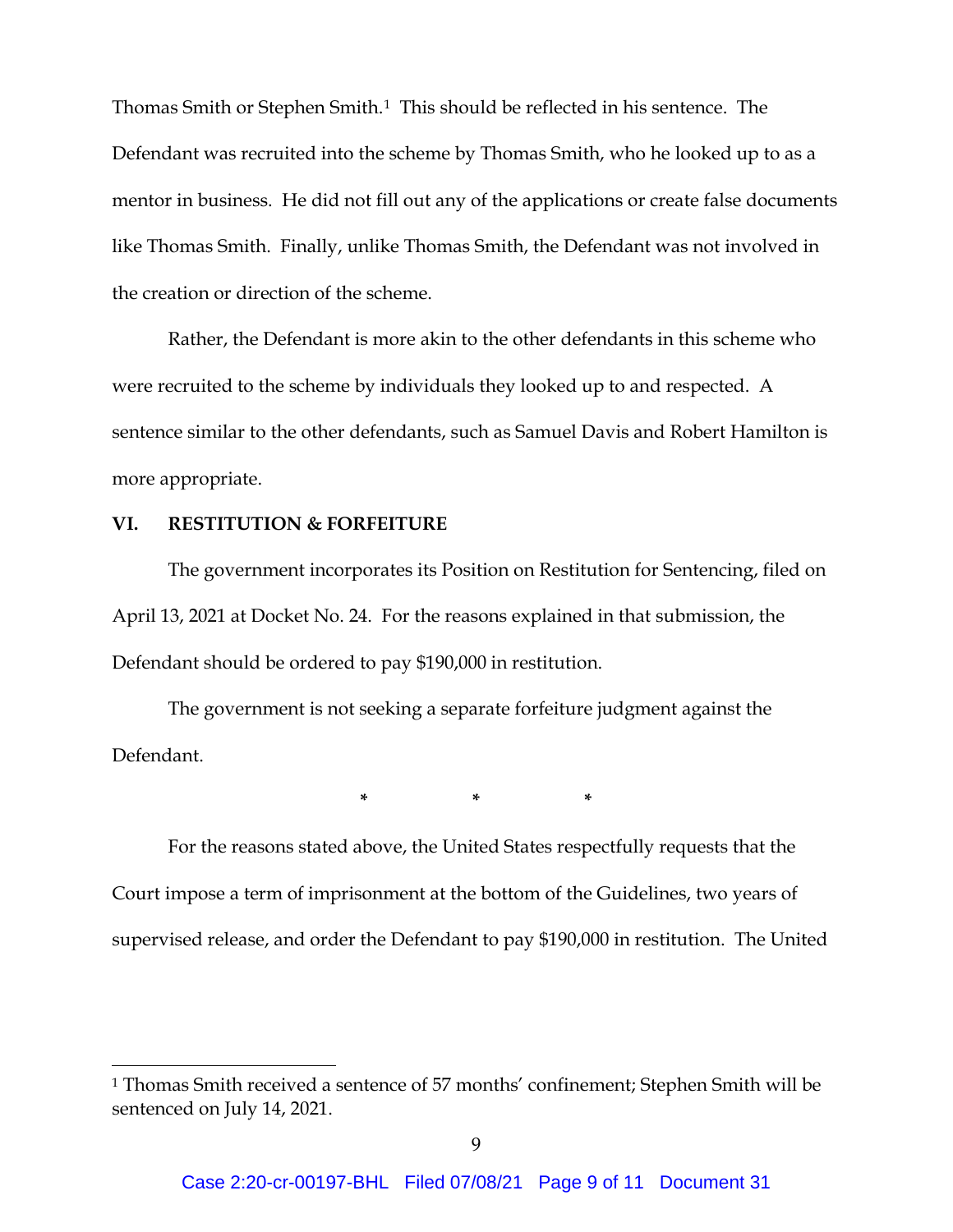Thomas Smith or Stephen Smith.[1] This should be reflected in his sentence. The Defendant was recruited into the scheme by Thomas Smith, who he looked up to as a mentor in business. He did not fill out any of the applications or create false documents like Thomas Smith. Finally, unlike Thomas Smith, the Defendant was not involved in the creation or direction of the scheme.

Rather, the Defendant is more akin to the other defendants in this scheme who were recruited to the scheme by individuals they looked up to and respected. A sentence similar to the other defendants, such as Samuel Davis and Robert Hamilton is more appropriate.

## VI. RESTITUTION & FORFEITURE

The government incorporates its Position on Restitution for Sentencing, filed on April 13, 2021 at Docket No. 24. For the reasons explained in that submission, the Defendant should be ordered to pay $190,000 in restitution.

The government is not seeking a separate forfeiture judgment against the Defendant.

\* \* \*

For the reasons stated above, the United States respectfully requests that the Court impose a term of imprisonment at the bottom of the Guidelines, two years of supervised release, and order the Defendant to pay $190,000 in restitution. The United

---

[1] Thomas Smith received a sentence of 57 months' confinement; Stephen Smith will be sentenced on July 14, 2021.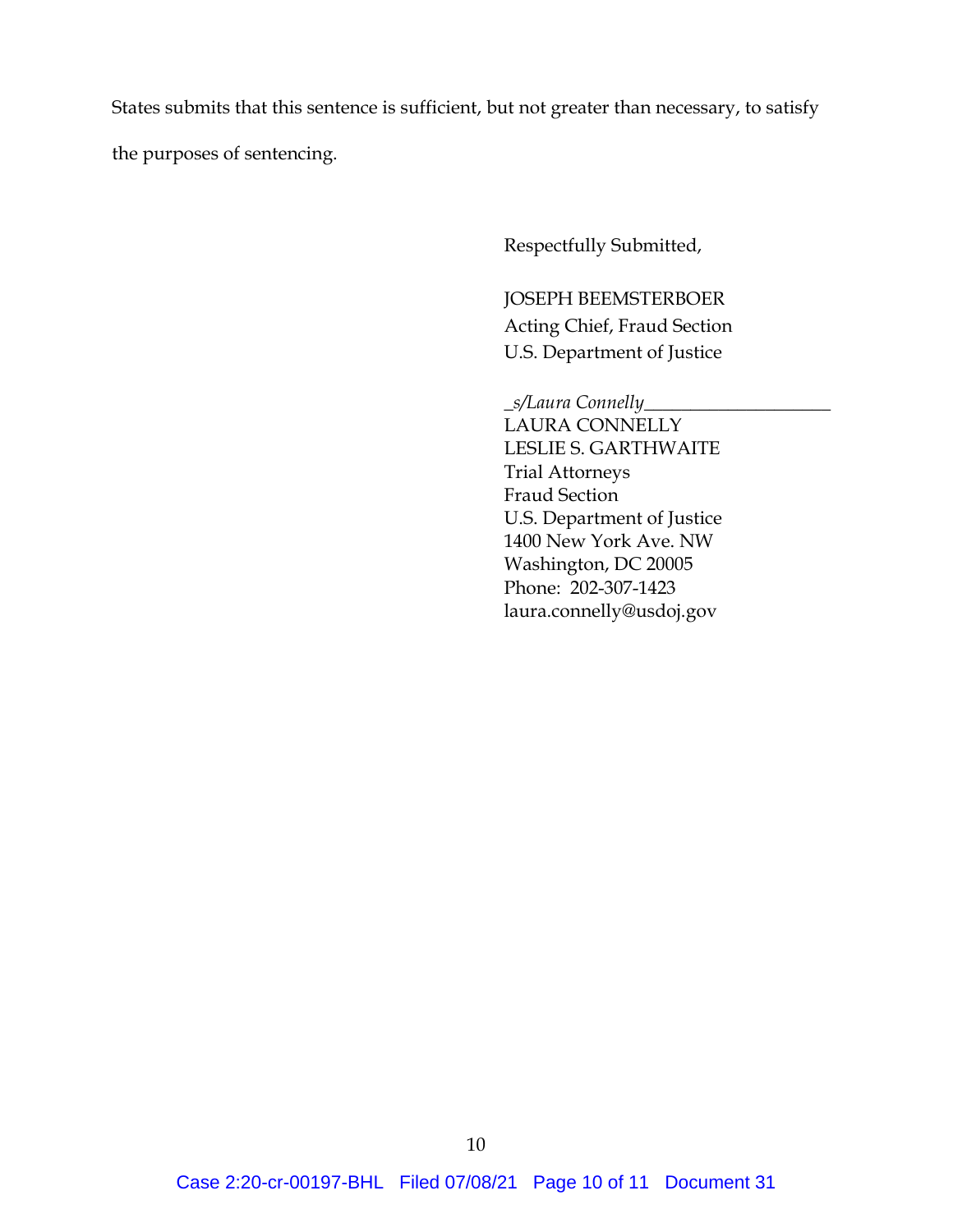States submits that this sentence is sufficient, but not greater than necessary, to satisfy the purposes of sentencing.

Respectfully Submitted,

JOSEPH BEEMSTERBOER
Acting Chief, Fraud Section
U.S. Department of Justice

_s/Laura Connelly_____________________
LAURA CONNELLY
LESLIE S. GARTHWAITE
Trial Attorneys
Fraud Section
U.S. Department of Justice
1400 New York Ave. NW
Washington, DC 20005
Phone: 202-307-1423
laura.connelly@usdoj.gov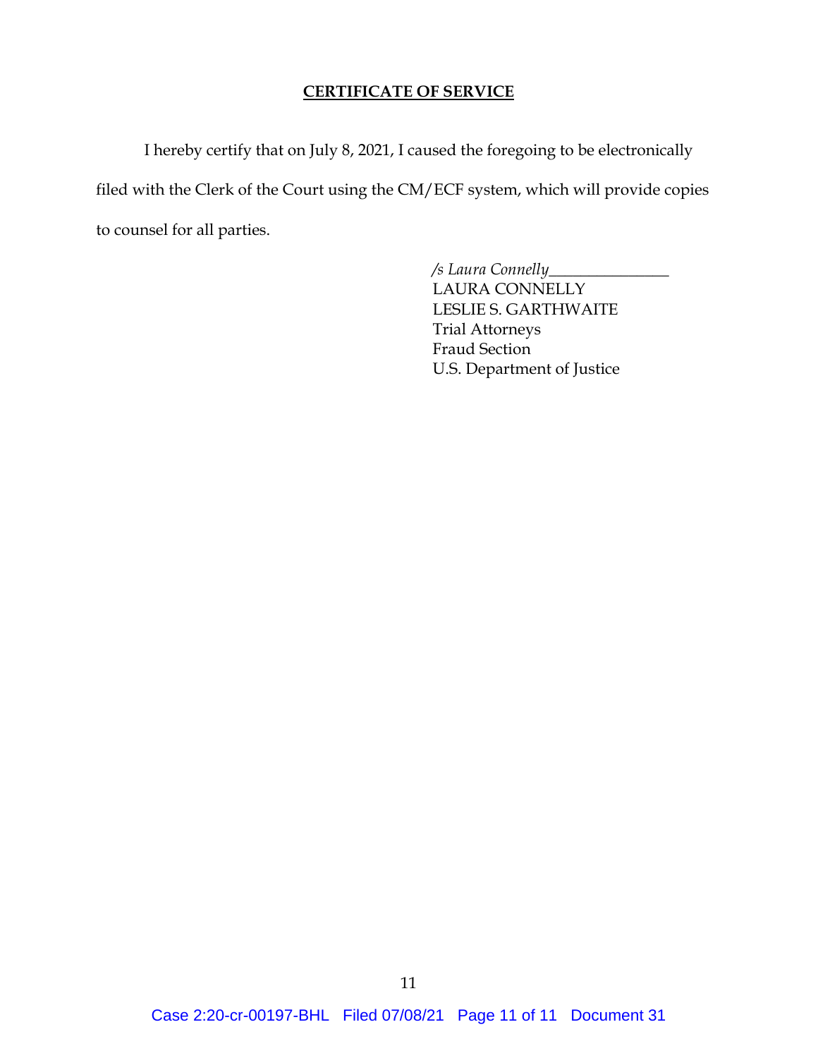**CERTIFICATE OF SERVICE**

I hereby certify that on July 8, 2021, I caused the foregoing to be electronically filed with the Clerk of the Court using the CM/ECF system, which will provide copies to counsel for all parties.

*/s Laura Connelly*________________
LAURA CONNELLY
LESLIE S. GARTHWAITE
Trial Attorneys
Fraud Section
U.S. Department of Justice